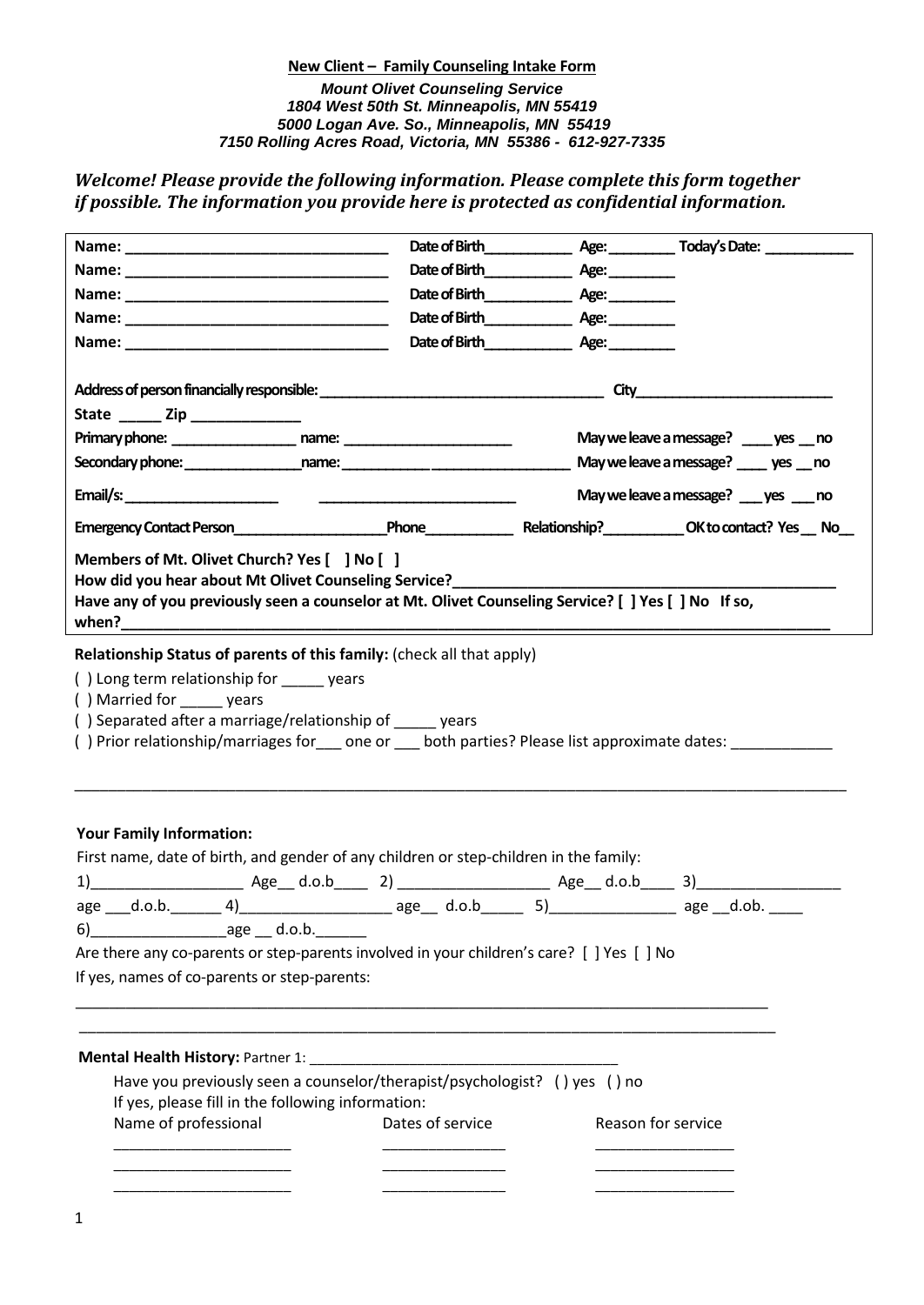**New Client – Family Counseling Intake Form**

***Mount Olivet Counseling Service***
***1804 West 50th St. Minneapolis, MN 55419***
***5000 Logan Ave. So., Minneapolis, MN 55419***
***7150 Rolling Acres Road, Victoria, MN 55386 - 612-927-7335***

***Welcome! Please provide the following information. Please complete this form together if possible. The information you provide here is protected as confidential information.***

**Name:** ______________________________ **Date of Birth**__________ **Age:** ________ **Today's Date:** ___________
**Name:** ______________________________ **Date of Birth**__________ **Age:** ________
**Name:** ______________________________ **Date of Birth**__________ **Age:** ________
**Name:** ______________________________ **Date of Birth**__________ **Age:** ________
**Name:** ______________________________ **Date of Birth**__________ **Age:** ________

**Address of person financially responsible:** ___________________________________ **City**_________________________
**State** _____ **Zip** _____________
**Primary phone:** _______________ **name:** ____________________ **May we leave a message?** ____ **yes** __ **no**
**Secondary phone:** ______________ **name:** ____________________ **May we leave a message?** ____ **yes** __ **no**
**Email/s:** ___________________ ________________________ **May we leave a message?** ___ **yes** ___ **no**
**Emergency Contact Person**___________________**Phone**__________ **Relationship?**__________ **OK to contact? Yes** __ **No**__

**Members of Mt. Olivet Church? Yes [ ] No [ ]**
**How did you hear about Mt Olivet Counseling Service?**_____________________________________________
**Have any of you previously seen a counselor at Mt. Olivet Counseling Service? [ ] Yes [ ] No If so, when?**_____________________________________________________________________________

**Relationship Status of parents of this family:** (check all that apply)

( ) Long term relationship for _____ years
( ) Married for _____ years
( ) Separated after a marriage/relationship of _____ years
( ) Prior relationship/marriages for___ one or ___ both parties? Please list approximate dates: ____________

_____________________________________________________________________________________________

**Your Family Information:**

First name, date of birth, and gender of any children or step-children in the family:

1)__________________ Age__ d.o.b____ 2) __________________ Age__ d.o.b____ 3)_________________
age ___d.o.b.______ 4)__________________ age__ d.o.b_____ 5)_______________ age __d.ob. ____
6)________________age __ d.o.b.______

Are there any co-parents or step-parents involved in your children's care? [ ] Yes [ ] No

If yes, names of co-parents or step-parents:

_____________________________________________________________________________________
_____________________________________________________________________________________

**Mental Health History:** Partner 1: ______________________________________

Have you previously seen a counselor/therapist/psychologist? ( ) yes ( ) no
If yes, please fill in the following information:

| Name of professional | Dates of service | Reason for service |
|---|---|---|
| _____________________ | ______________ | ________________ |
| _____________________ | ______________ | ________________ |
| _____________________ | ______________ | ________________ |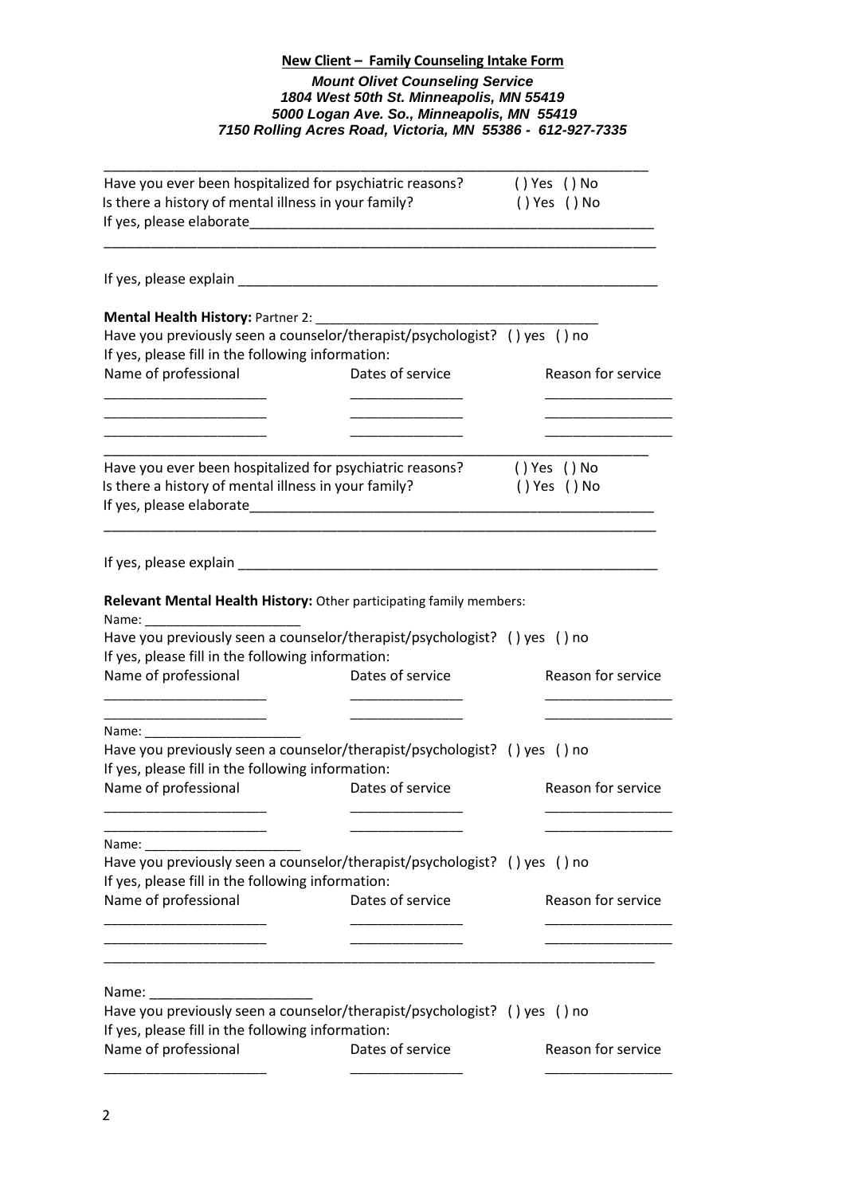**New Client – Family Counseling Intake Form**

***Mount Olivet Counseling Service***
***1804 West 50th St. Minneapolis, MN 55419***
***5000 Logan Ave. So., Minneapolis, MN 55419***
***7150 Rolling Acres Road, Victoria, MN 55386 - 612-927-7335***

---

Have you ever been hospitalized for psychiatric reasons? ( ) Yes ( ) No
Is there a history of mental illness in your family? ( ) Yes ( ) No
If yes, please elaborate____________________________________________________

____________________________________________________________________________

If yes, please explain ______________________________________________________

**Mental Health History:** Partner 2: ____________________________________
Have you previously seen a counselor/therapist/psychologist? ( ) yes ( ) no
If yes, please fill in the following information:

| Name of professional | Dates of service | Reason for service |
| --- | --- | --- |
| ____________________ | ______________ | ________________ |
| ____________________ | ______________ | ________________ |
| ____________________ | ______________ | ________________ |

---

Have you ever been hospitalized for psychiatric reasons? ( ) Yes ( ) No
Is there a history of mental illness in your family? ( ) Yes ( ) No
If yes, please elaborate____________________________________________________

____________________________________________________________________________

If yes, please explain ______________________________________________________

**Relevant Mental Health History:** Other participating family members:

Name: _____________________
Have you previously seen a counselor/therapist/psychologist? ( ) yes ( ) no
If yes, please fill in the following information:

| Name of professional | Dates of service | Reason for service |
| --- | --- | --- |
| ____________________ | ______________ | ________________ |
| ____________________ | ______________ | ________________ |

Name: _____________________
Have you previously seen a counselor/therapist/psychologist? ( ) yes ( ) no
If yes, please fill in the following information:

| Name of professional | Dates of service | Reason for service |
| --- | --- | --- |
| ____________________ | ______________ | ________________ |
| ____________________ | ______________ | ________________ |

Name: _____________________
Have you previously seen a counselor/therapist/psychologist? ( ) yes ( ) no
If yes, please fill in the following information:

| Name of professional | Dates of service | Reason for service |
| --- | --- | --- |
| ____________________ | ______________ | ________________ |
| ____________________ | ______________ | ________________ |

---

Name: _____________________
Have you previously seen a counselor/therapist/psychologist? ( ) yes ( ) no
If yes, please fill in the following information:

| Name of professional | Dates of service | Reason for service |
| --- | --- | --- |
| ____________________ | ______________ | ________________ |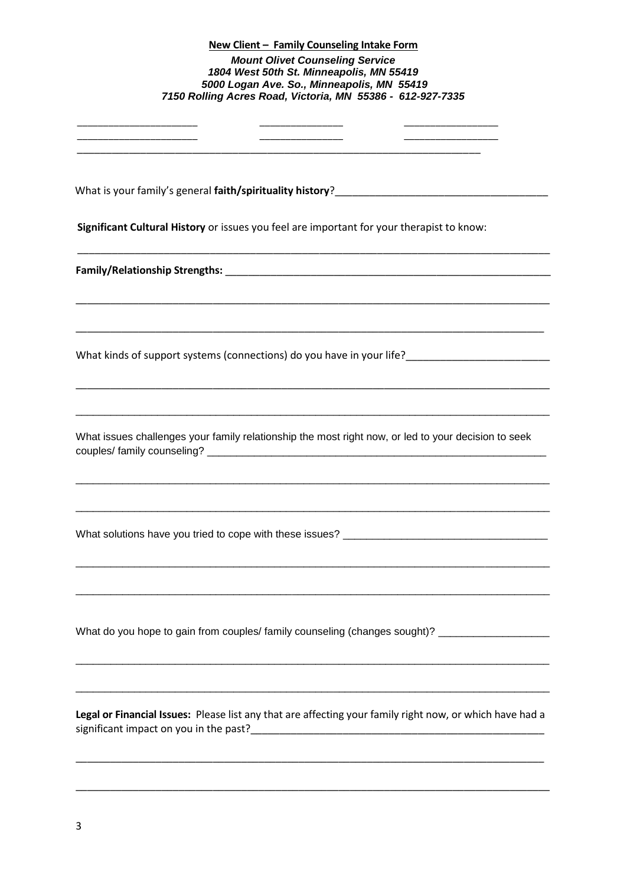**New Client – Family Counseling Intake Form**

***Mount Olivet Counseling Service***
***1804 West 50th St. Minneapolis, MN 55419***
***5000 Logan Ave. So., Minneapolis, MN 55419***
***7150 Rolling Acres Road, Victoria, MN 55386 - 612-927-7335***

____________________ ______________ ________________
____________________ ______________ ________________
_____________________________________________________________________

What is your family's general **faith/spirituality history**?____________________________________

**Significant Cultural History** or issues you feel are important for your therapist to know:

______________________________________________________________________________

**Family/Relationship Strengths:** ______________________________________________________________

______________________________________________________________________________

______________________________________________________________________________

What kinds of support systems (connections) do you have in your life?_________________________

______________________________________________________________________________

______________________________________________________________________________

What issues challenges your family relationship the most right now, or led to your decision to seek couples/ family counseling? ____________________________________________________________

______________________________________________________________________________

______________________________________________________________________________

What solutions have you tried to cope with these issues? __________________________________

______________________________________________________________________________

______________________________________________________________________________

What do you hope to gain from couples/ family counseling (changes sought)? ___________________

______________________________________________________________________________

______________________________________________________________________________

**Legal or Financial Issues:** Please list any that are affecting your family right now, or which have had a significant impact on you in the past?_____________________________________________________

______________________________________________________________________________

______________________________________________________________________________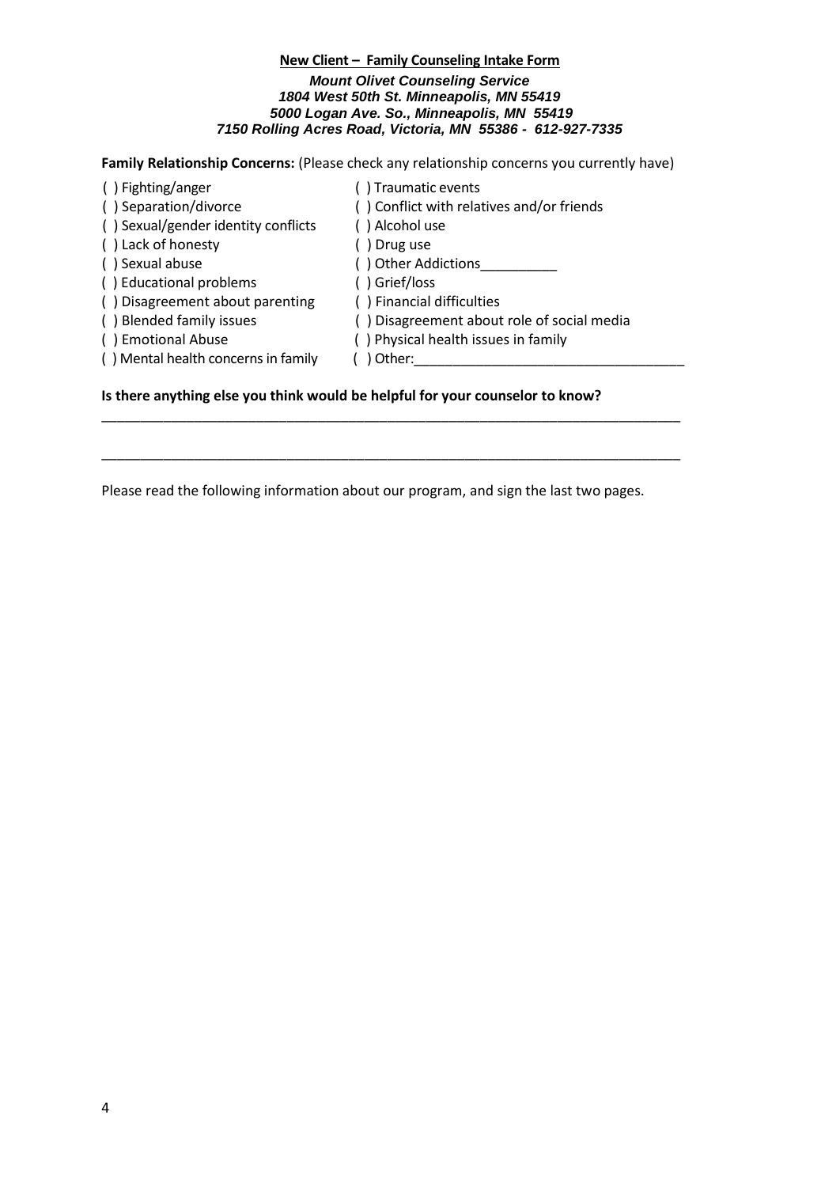**New Client – Family Counseling Intake Form**

***Mount Olivet Counseling Service***
***1804 West 50th St. Minneapolis, MN 55419***
***5000 Logan Ave. So., Minneapolis, MN 55419***
***7150 Rolling Acres Road, Victoria, MN 55386 - 612-927-7335***

**Family Relationship Concerns:** (Please check any relationship concerns you currently have)

( ) Fighting/anger
( ) Separation/divorce
( ) Sexual/gender identity conflicts
( ) Lack of honesty
( ) Sexual abuse
( ) Educational problems
( ) Disagreement about parenting
( ) Blended family issues
( ) Emotional Abuse
( ) Mental health concerns in family
( ) Traumatic events
( ) Conflict with relatives and/or friends
( ) Alcohol use
( ) Drug use
( ) Other Addictions__________
( ) Grief/loss
( ) Financial difficulties
( ) Disagreement about role of social media
( ) Physical health issues in family
( ) Other:___________________________________

**Is there anything else you think would be helpful for your counselor to know?**

_______________________________________________________________________________

_______________________________________________________________________________

Please read the following information about our program, and sign the last two pages.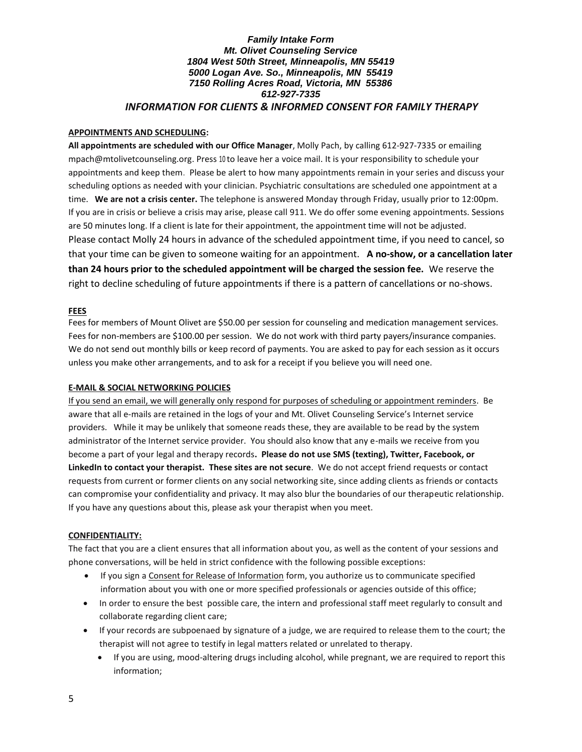*Family Intake Form*
*Mt. Olivet Counseling Service*
*1804 West 50th Street, Minneapolis, MN 55419*
*5000 Logan Ave. So., Minneapolis, MN 55419*
*7150 Rolling Acres Road, Victoria, MN 55386*
*612-927-7335*

## *INFORMATION FOR CLIENTS & INFORMED CONSENT FOR FAMILY THERAPY*

**APPOINTMENTS AND SCHEDULING:**

**All appointments are scheduled with our Office Manager**, Molly Pach, by calling 612-927-7335 or emailing mpach@mtolivetcounseling.org. Press 10 to leave her a voice mail. It is your responsibility to schedule your appointments and keep them. Please be alert to how many appointments remain in your series and discuss your scheduling options as needed with your clinician. Psychiatric consultations are scheduled one appointment at a time. **We are not a crisis center.** The telephone is answered Monday through Friday, usually prior to 12:00pm. If you are in crisis or believe a crisis may arise, please call 911. We do offer some evening appointments. Sessions are 50 minutes long. If a client is late for their appointment, the appointment time will not be adjusted. Please contact Molly 24 hours in advance of the scheduled appointment time, if you need to cancel, so that your time can be given to someone waiting for an appointment. **A no-show, or a cancellation later than 24 hours prior to the scheduled appointment will be charged the session fee.** We reserve the right to decline scheduling of future appointments if there is a pattern of cancellations or no-shows.

**FEES**

Fees for members of Mount Olivet are $50.00 per session for counseling and medication management services. Fees for non-members are $100.00 per session. We do not work with third party payers/insurance companies. We do not send out monthly bills or keep record of payments. You are asked to pay for each session as it occurs unless you make other arrangements, and to ask for a receipt if you believe you will need one.

**E-MAIL & SOCIAL NETWORKING POLICIES**

If you send an email, we will generally only respond for purposes of scheduling or appointment reminders. Be aware that all e-mails are retained in the logs of your and Mt. Olivet Counseling Service's Internet service providers. While it may be unlikely that someone reads these, they are available to be read by the system administrator of the Internet service provider. You should also know that any e-mails we receive from you become a part of your legal and therapy records**. Please do not use SMS (texting), Twitter, Facebook, or LinkedIn to contact your therapist. These sites are not secure**. We do not accept friend requests or contact requests from current or former clients on any social networking site, since adding clients as friends or contacts can compromise your confidentiality and privacy. It may also blur the boundaries of our therapeutic relationship. If you have any questions about this, please ask your therapist when you meet.

**CONFIDENTIALITY:**

The fact that you are a client ensures that all information about you, as well as the content of your sessions and phone conversations, will be held in strict confidence with the following possible exceptions:

- If you sign a Consent for Release of Information form, you authorize us to communicate specified information about you with one or more specified professionals or agencies outside of this office;
- In order to ensure the best possible care, the intern and professional staff meet regularly to consult and collaborate regarding client care;
- If your records are subpoenaed by signature of a judge, we are required to release them to the court; the therapist will not agree to testify in legal matters related or unrelated to therapy.
  - If you are using, mood-altering drugs including alcohol, while pregnant, we are required to report this information;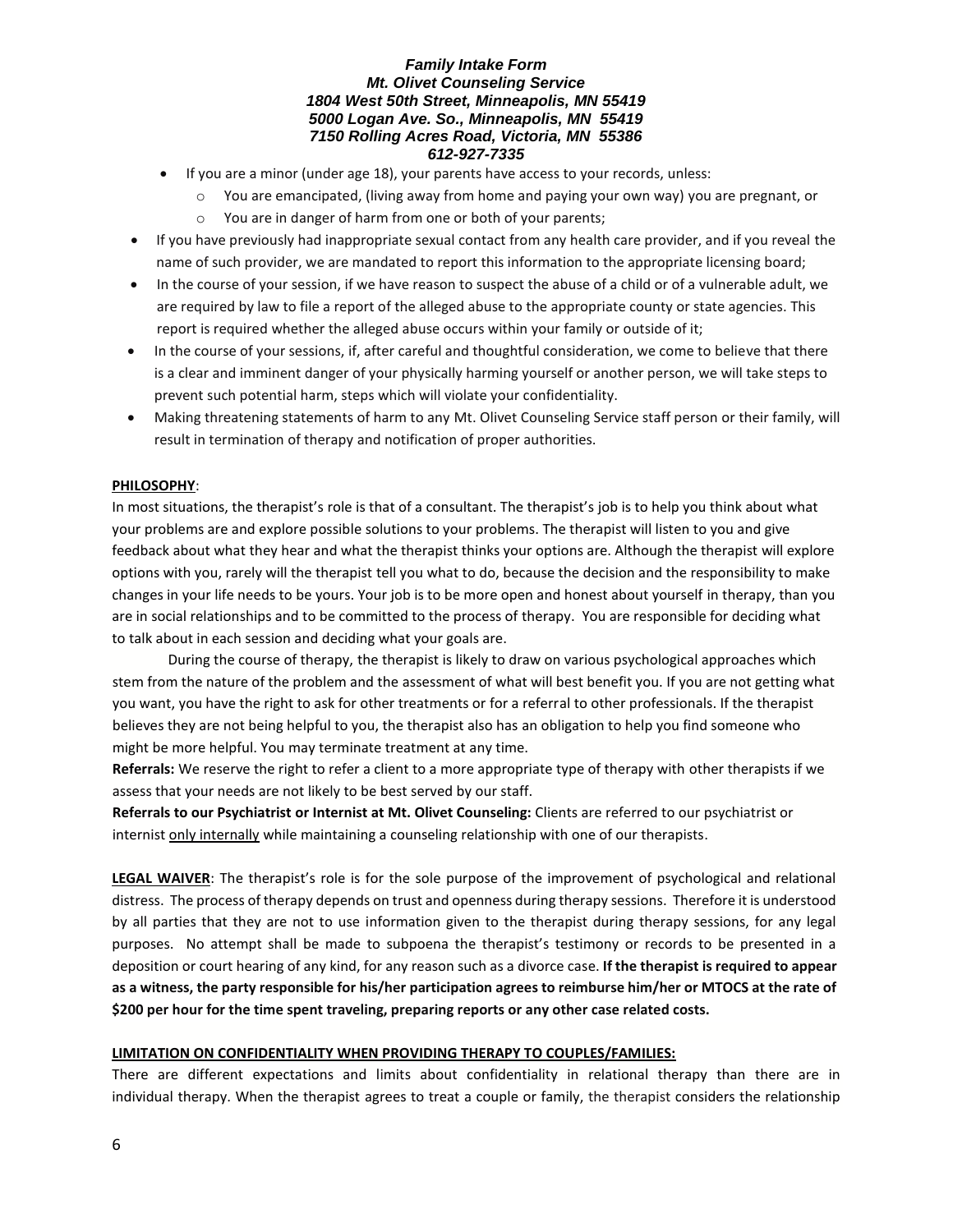- If you are a minor (under age 18), your parents have access to your records, unless:
    - You are emancipated, (living away from home and paying your own way) you are pregnant, or
    - You are in danger of harm from one or both of your parents;
- If you have previously had inappropriate sexual contact from any health care provider, and if you reveal the name of such provider, we are mandated to report this information to the appropriate licensing board;
- In the course of your session, if we have reason to suspect the abuse of a child or of a vulnerable adult, we are required by law to file a report of the alleged abuse to the appropriate county or state agencies. This report is required whether the alleged abuse occurs within your family or outside of it;
- In the course of your sessions, if, after careful and thoughtful consideration, we come to believe that there is a clear and imminent danger of your physically harming yourself or another person, we will take steps to prevent such potential harm, steps which will violate your confidentiality.
- Making threatening statements of harm to any Mt. Olivet Counseling Service staff person or their family, will result in termination of therapy and notification of proper authorities.

**PHILOSOPHY**:

In most situations, the therapist's role is that of a consultant. The therapist's job is to help you think about what your problems are and explore possible solutions to your problems. The therapist will listen to you and give feedback about what they hear and what the therapist thinks your options are. Although the therapist will explore options with you, rarely will the therapist tell you what to do, because the decision and the responsibility to make changes in your life needs to be yours. Your job is to be more open and honest about yourself in therapy, than you are in social relationships and to be committed to the process of therapy. You are responsible for deciding what to talk about in each session and deciding what your goals are.

During the course of therapy, the therapist is likely to draw on various psychological approaches which stem from the nature of the problem and the assessment of what will best benefit you. If you are not getting what you want, you have the right to ask for other treatments or for a referral to other professionals. If the therapist believes they are not being helpful to you, the therapist also has an obligation to help you find someone who might be more helpful. You may terminate treatment at any time.

**Referrals:** We reserve the right to refer a client to a more appropriate type of therapy with other therapists if we assess that your needs are not likely to be best served by our staff.

**Referrals to our Psychiatrist or Internist at Mt. Olivet Counseling:** Clients are referred to our psychiatrist or internist only internally while maintaining a counseling relationship with one of our therapists.

**LEGAL WAIVER**: The therapist's role is for the sole purpose of the improvement of psychological and relational distress. The process of therapy depends on trust and openness during therapy sessions. Therefore it is understood by all parties that they are not to use information given to the therapist during therapy sessions, for any legal purposes. No attempt shall be made to subpoena the therapist's testimony or records to be presented in a deposition or court hearing of any kind, for any reason such as a divorce case. **If the therapist is required to appear as a witness, the party responsible for his/her participation agrees to reimburse him/her or MTOCS at the rate of $200 per hour for the time spent traveling, preparing reports or any other case related costs.**

**LIMITATION ON CONFIDENTIALITY WHEN PROVIDING THERAPY TO COUPLES/FAMILIES:**

There are different expectations and limits about confidentiality in relational therapy than there are in individual therapy. When the therapist agrees to treat a couple or family, the therapist considers the relationship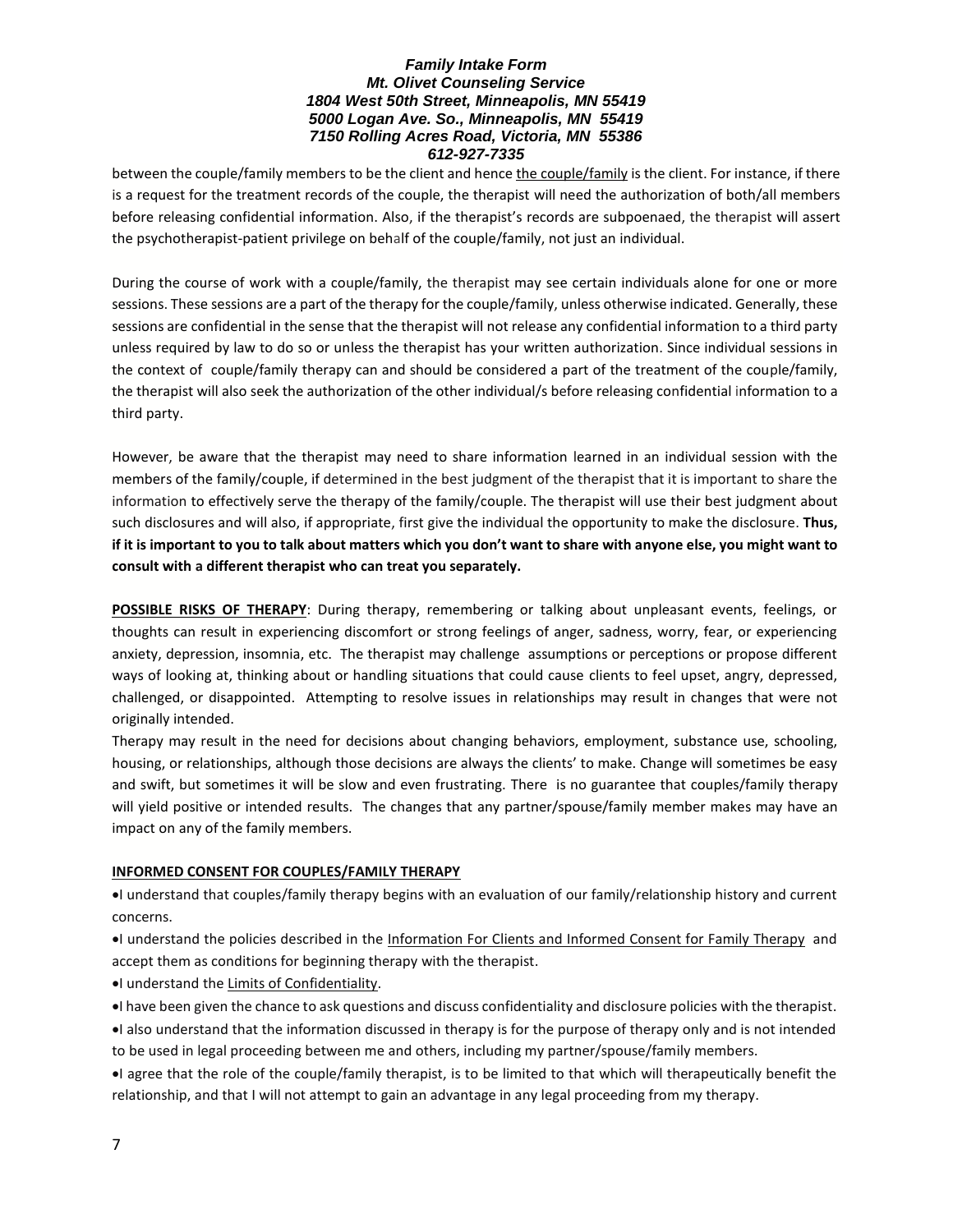between the couple/family members to be the client and hence the couple/family is the client. For instance, if there is a request for the treatment records of the couple, the therapist will need the authorization of both/all members before releasing confidential information. Also, if the therapist's records are subpoenaed, the therapist will assert the psychotherapist-patient privilege on behalf of the couple/family, not just an individual.

During the course of work with a couple/family, the therapist may see certain individuals alone for one or more sessions. These sessions are a part of the therapy for the couple/family, unless otherwise indicated. Generally, these sessions are confidential in the sense that the therapist will not release any confidential information to a third party unless required by law to do so or unless the therapist has your written authorization. Since individual sessions in the context of couple/family therapy can and should be considered a part of the treatment of the couple/family, the therapist will also seek the authorization of the other individual/s before releasing confidential information to a third party.

However, be aware that the therapist may need to share information learned in an individual session with the members of the family/couple, if determined in the best judgment of the therapist that it is important to share the information to effectively serve the therapy of the family/couple. The therapist will use their best judgment about such disclosures and will also, if appropriate, first give the individual the opportunity to make the disclosure. **Thus, if it is important to you to talk about matters which you don't want to share with anyone else, you might want to consult with a different therapist who can treat you separately.**

**POSSIBLE RISKS OF THERAPY**: During therapy, remembering or talking about unpleasant events, feelings, or thoughts can result in experiencing discomfort or strong feelings of anger, sadness, worry, fear, or experiencing anxiety, depression, insomnia, etc. The therapist may challenge assumptions or perceptions or propose different ways of looking at, thinking about or handling situations that could cause clients to feel upset, angry, depressed, challenged, or disappointed. Attempting to resolve issues in relationships may result in changes that were not originally intended.

Therapy may result in the need for decisions about changing behaviors, employment, substance use, schooling, housing, or relationships, although those decisions are always the clients' to make. Change will sometimes be easy and swift, but sometimes it will be slow and even frustrating. There is no guarantee that couples/family therapy will yield positive or intended results. The changes that any partner/spouse/family member makes may have an impact on any of the family members.

**INFORMED CONSENT FOR COUPLES/FAMILY THERAPY**

- I understand that couples/family therapy begins with an evaluation of our family/relationship history and current concerns.
- I understand the policies described in the Information For Clients and Informed Consent for Family Therapy and accept them as conditions for beginning therapy with the therapist.
- I understand the Limits of Confidentiality.
- I have been given the chance to ask questions and discuss confidentiality and disclosure policies with the therapist.
- I also understand that the information discussed in therapy is for the purpose of therapy only and is not intended to be used in legal proceeding between me and others, including my partner/spouse/family members.
- I agree that the role of the couple/family therapist, is to be limited to that which will therapeutically benefit the relationship, and that I will not attempt to gain an advantage in any legal proceeding from my therapy.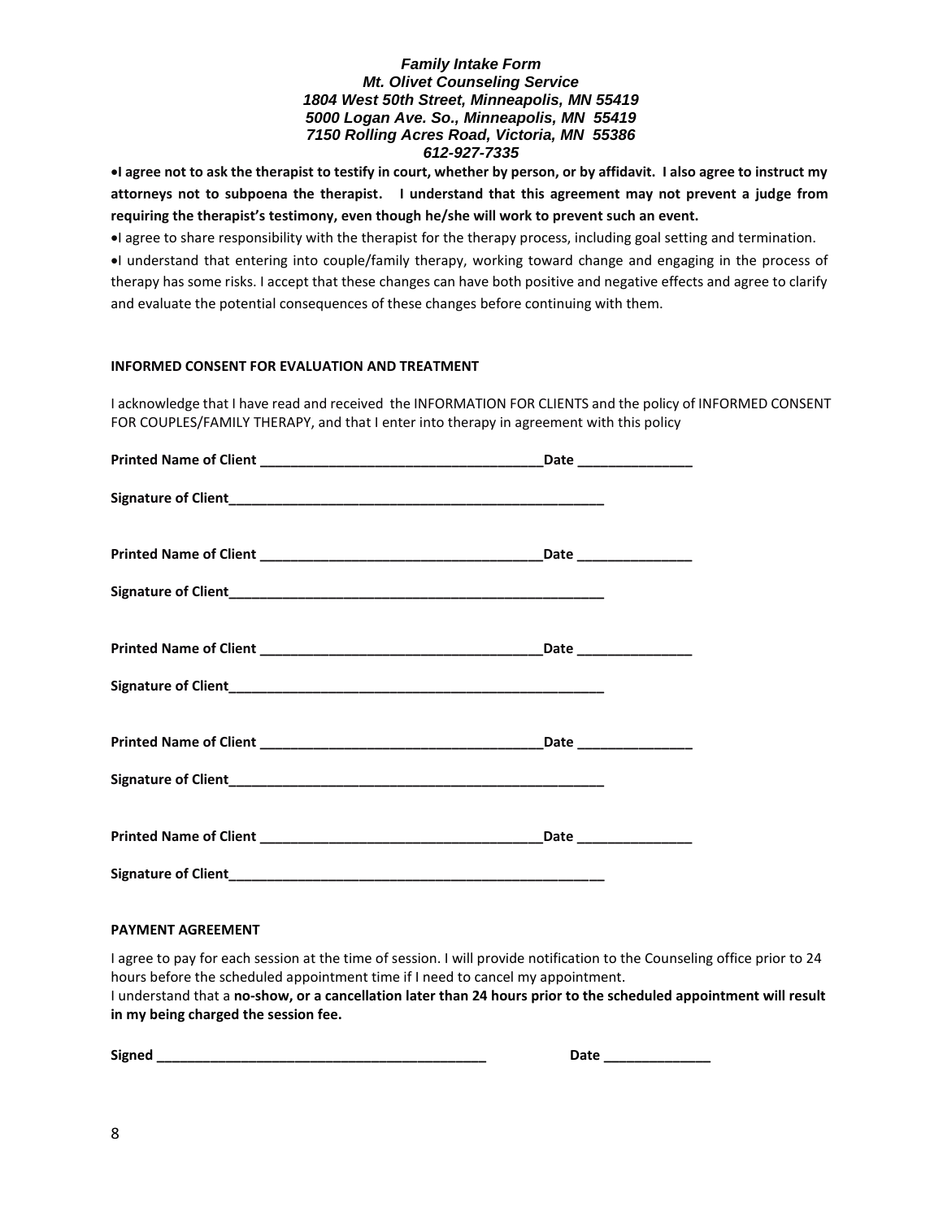***Family Intake Form***
***Mt. Olivet Counseling Service***
***1804 West 50th Street, Minneapolis, MN 55419***
***5000 Logan Ave. So., Minneapolis, MN 55419***
***7150 Rolling Acres Road, Victoria, MN 55386***
***612-927-7335***

- **I agree not to ask the therapist to testify in court, whether by person, or by affidavit. I also agree to instruct my attorneys not to subpoena the therapist. I understand that this agreement may not prevent a judge from requiring the therapist's testimony, even though he/she will work to prevent such an event.**
- I agree to share responsibility with the therapist for the therapy process, including goal setting and termination.
- I understand that entering into couple/family therapy, working toward change and engaging in the process of therapy has some risks. I accept that these changes can have both positive and negative effects and agree to clarify and evaluate the potential consequences of these changes before continuing with them.

**INFORMED CONSENT FOR EVALUATION AND TREATMENT**

I acknowledge that I have read and received the INFORMATION FOR CLIENTS and the policy of INFORMED CONSENT FOR COUPLES/FAMILY THERAPY, and that I enter into therapy in agreement with this policy

**Printed Name of Client _____________________________________Date _______________**

**Signature of Client___________________________________________________**

**Printed Name of Client _____________________________________Date _______________**

**Signature of Client___________________________________________________**

**Printed Name of Client _____________________________________Date _______________**

**Signature of Client___________________________________________________**

**Printed Name of Client _____________________________________Date _______________**

**Signature of Client___________________________________________________**

**Printed Name of Client _____________________________________Date _______________**

**Signature of Client___________________________________________________**

**PAYMENT AGREEMENT**

I agree to pay for each session at the time of session. I will provide notification to the Counseling office prior to 24 hours before the scheduled appointment time if I need to cancel my appointment.
I understand that a **no-show, or a cancellation later than 24 hours prior to the scheduled appointment will result in my being charged the session fee.**

**Signed ____________________________________________** **Date ______________**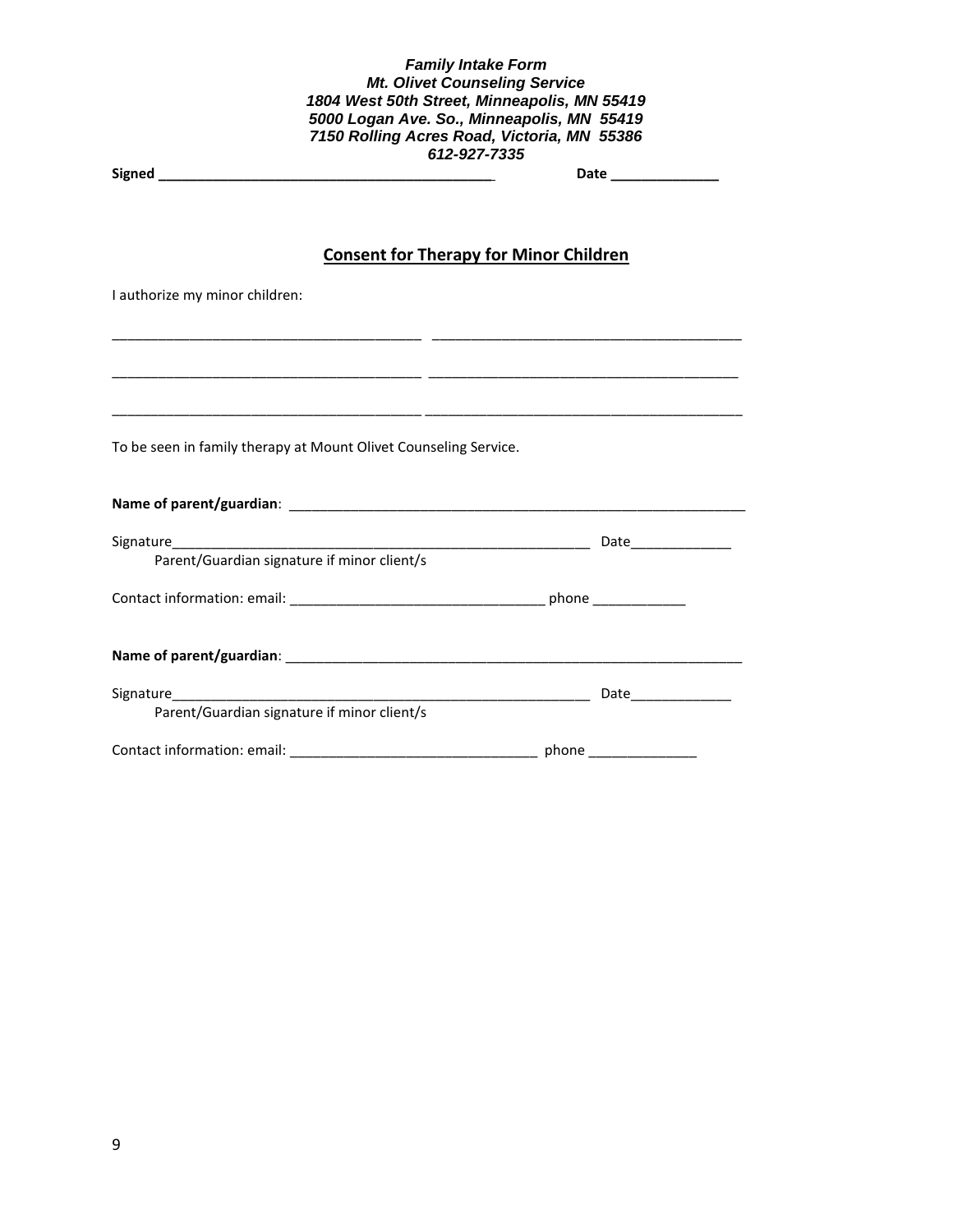***Family Intake Form***
***Mt. Olivet Counseling Service***
***1804 West 50th Street, Minneapolis, MN 55419***
***5000 Logan Ave. So., Minneapolis, MN 55419***
***7150 Rolling Acres Road, Victoria, MN 55386***
***612-927-7335***

**Signed ____________________________________________** **Date ______________**

## Consent for Therapy for Minor Children

I authorize my minor children:

________________________________________ ________________________________________

________________________________________ ________________________________________

________________________________________ ________________________________________

To be seen in family therapy at Mount Olivet Counseling Service.

**Name of parent/guardian**: ____________________________________________________________

Signature________________________________________________________ Date_____________
Parent/Guardian signature if minor client/s

Contact information: email: _________________________________ phone ____________

**Name of parent/guardian**: ____________________________________________________________

Signature________________________________________________________ Date_____________
Parent/Guardian signature if minor client/s

Contact information: email: ________________________________ phone ______________